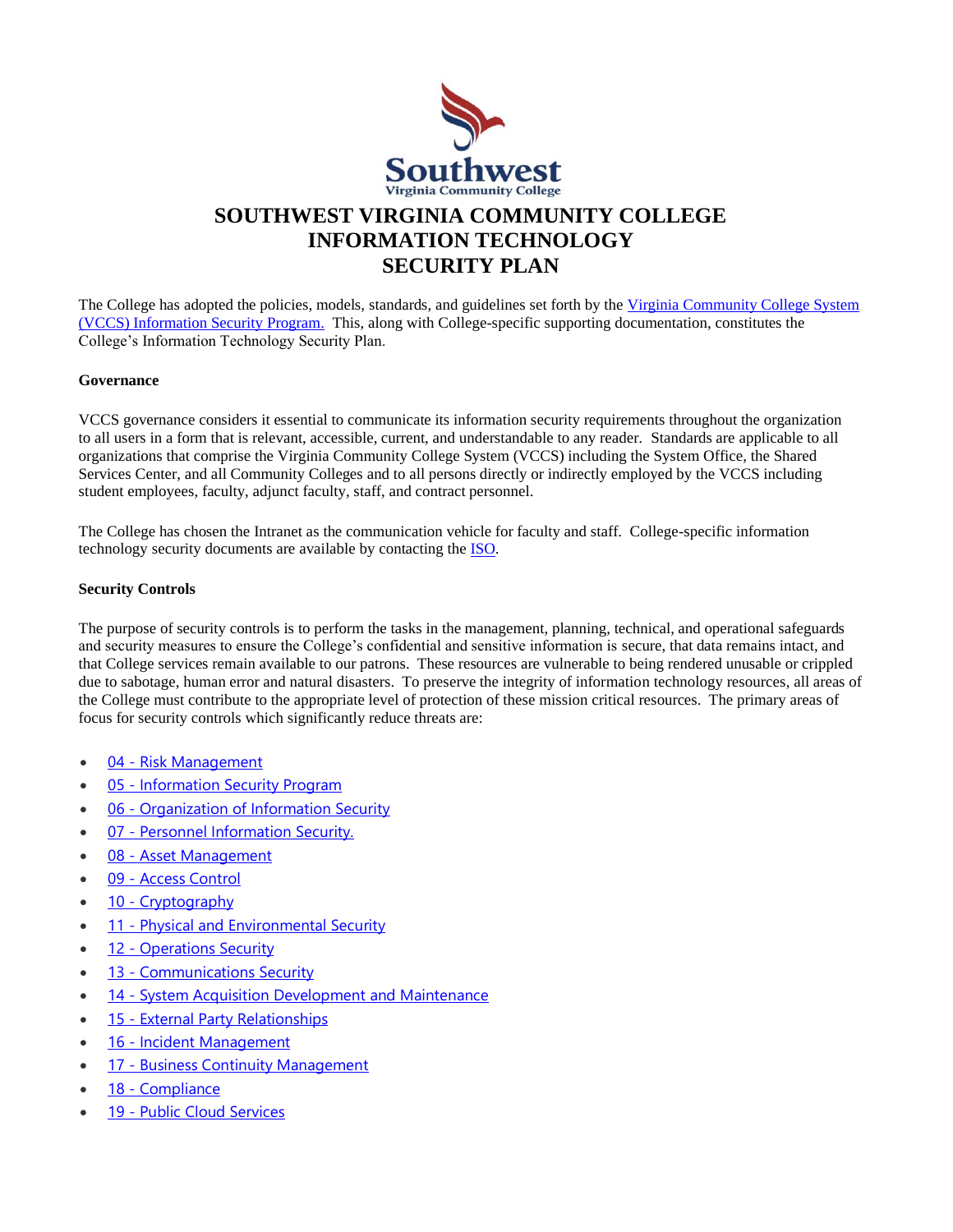# SOUTHWEST VIRGINIA COMMUNITY COLLEGE INFORMATION TECHNOLOGY SECURITY PLAN

The College has adopted the policies, models, standards, and guidelines set forth by the Virginia Community College System (VCCS) Information Security Program. This, along with College-specific supporting documentation, constitutes the College's Information Technology Security Plan.

**Governance**

VCCS governance considers it essential to communicate its information security requirements throughout the organization to all users in a form that is relevant, accessible, current, and understandable to any reader. Standards are applicable to all organizations that comprise the Virginia Community College System (VCCS) including the System Office, the Shared Services Center, and all Community Colleges and to all persons directly or indirectly employed by the VCCS including student employees, faculty, adjunct faculty, staff, and contract personnel.

The College has chosen the Intranet as the communication vehicle for faculty and staff. College-specific information technology security documents are available by contacting the ISO.

**Security Controls**

The purpose of security controls is to perform the tasks in the management, planning, technical, and operational safeguards and security measures to ensure the College's confidential and sensitive information is secure, that data remains intact, and that College services remain available to our patrons. These resources are vulnerable to being rendered unusable or crippled due to sabotage, human error and natural disasters. To preserve the integrity of information technology resources, all areas of the College must contribute to the appropriate level of protection of these mission critical resources. The primary areas of focus for security controls which significantly reduce threats are:

- 04 - Risk Management
- 05 - Information Security Program
- 06 - Organization of Information Security
- 07 - Personnel Information Security.
- 08 - Asset Management
- 09 - Access Control
- 10 - Cryptography
- 11 - Physical and Environmental Security
- 12 - Operations Security
- 13 - Communications Security
- 14 - System Acquisition Development and Maintenance
- 15 - External Party Relationships
- 16 - Incident Management
- 17 - Business Continuity Management
- 18 - Compliance
- 19 - Public Cloud Services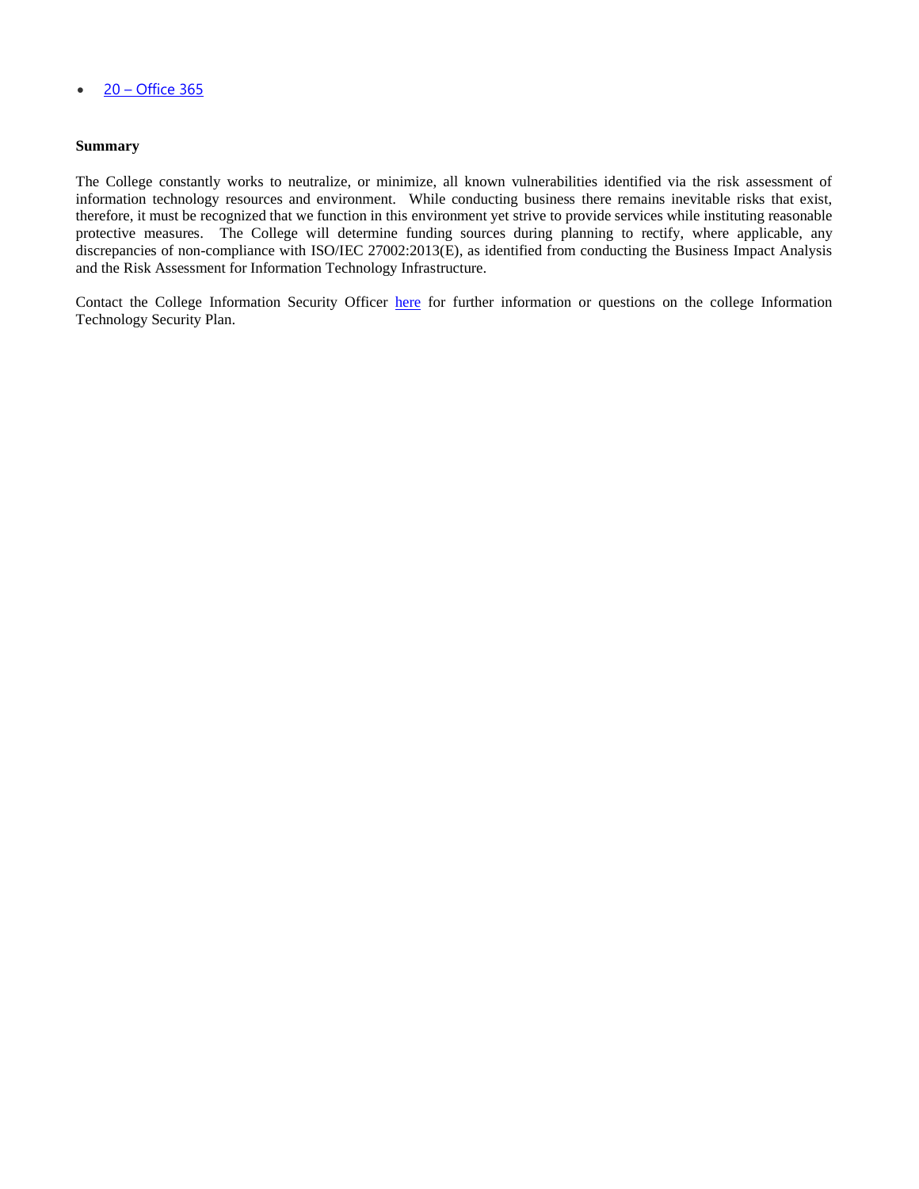- 20 – Office 365

**Summary**

The College constantly works to neutralize, or minimize, all known vulnerabilities identified via the risk assessment of information technology resources and environment. While conducting business there remains inevitable risks that exist, therefore, it must be recognized that we function in this environment yet strive to provide services while instituting reasonable protective measures. The College will determine funding sources during planning to rectify, where applicable, any discrepancies of non-compliance with ISO/IEC 27002:2013(E), as identified from conducting the Business Impact Analysis and the Risk Assessment for Information Technology Infrastructure.

Contact the College Information Security Officer here for further information or questions on the college Information Technology Security Plan.